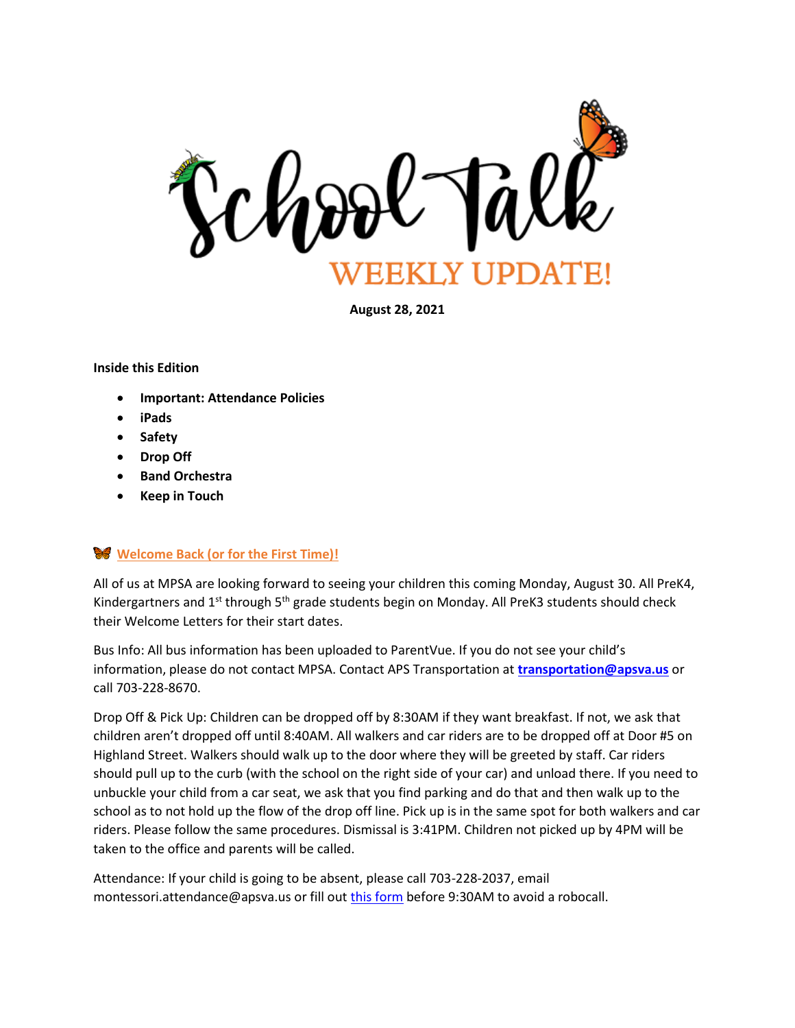# School Talk

## WEEKLY UPDATE!

**August 28, 2021**

**Inside this Edition**

- **Important: Attendance Policies**
- **iPads**
- **Safety**
- **Drop Off**
- **Band Orchestra**
- **Keep in Touch**

### 🦋 Welcome Back (or for the First Time)!

All of us at MPSA are looking forward to seeing your children this coming Monday, August 30. All PreK4, Kindergartners and 1st through 5th grade students begin on Monday. All PreK3 students should check their Welcome Letters for their start dates.

Bus Info: All bus information has been uploaded to ParentVue. If you do not see your child's information, please do not contact MPSA. Contact APS Transportation at **transportation@apsva.us** or call 703-228-8670.

Drop Off & Pick Up: Children can be dropped off by 8:30AM if they want breakfast. If not, we ask that children aren't dropped off until 8:40AM. All walkers and car riders are to be dropped off at Door #5 on Highland Street. Walkers should walk up to the door where they will be greeted by staff. Car riders should pull up to the curb (with the school on the right side of your car) and unload there. If you need to unbuckle your child from a car seat, we ask that you find parking and do that and then walk up to the school as to not hold up the flow of the drop off line. Pick up is in the same spot for both walkers and car riders. Please follow the same procedures. Dismissal is 3:41PM. Children not picked up by 4PM will be taken to the office and parents will be called.

Attendance: If your child is going to be absent, please call 703-228-2037, email montessori.attendance@apsva.us or fill out this form before 9:30AM to avoid a robocall.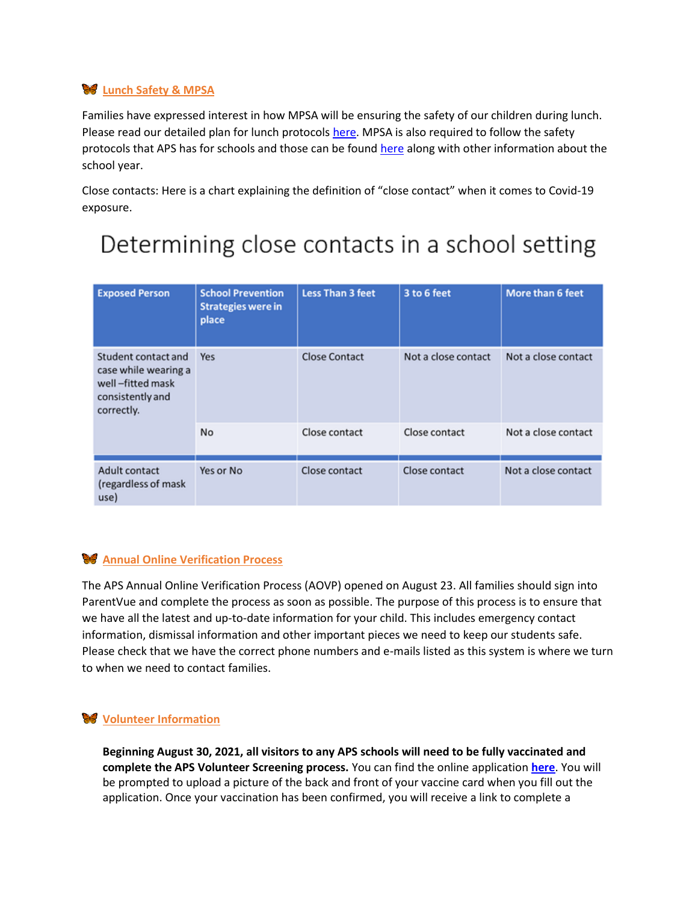## Lunch Safety & MPSA

Families have expressed interest in how MPSA will be ensuring the safety of our children during lunch. Please read our detailed plan for lunch protocols here. MPSA is also required to follow the safety protocols that APS has for schools and those can be found here along with other information about the school year.

Close contacts: Here is a chart explaining the definition of "close contact" when it comes to Covid-19 exposure.

**Determining close contacts in a school setting**

| Exposed Person | School Prevention Strategies were in place | Less Than 3 feet | 3 to 6 feet | More than 6 feet |
|---|---|---|---|---|
| Student contact and case while wearing a well –fitted mask consistently and correctly. | Yes | Close Contact | Not a close contact | Not a close contact |
| | No | Close contact | Close contact | Not a close contact |
| Adult contact (regardless of mask use) | Yes or No | Close contact | Close contact | Not a close contact |

## Annual Online Verification Process

The APS Annual Online Verification Process (AOVP) opened on August 23. All families should sign into ParentVue and complete the process as soon as possible. The purpose of this process is to ensure that we have all the latest and up-to-date information for your child. This includes emergency contact information, dismissal information and other important pieces we need to keep our students safe. Please check that we have the correct phone numbers and e-mails listed as this system is where we turn to when we need to contact families.

## Volunteer Information

**Beginning August 30, 2021, all visitors to any APS schools will need to be fully vaccinated and complete the APS Volunteer Screening process.** You can find the online application **here**. You will be prompted to upload a picture of the back and front of your vaccine card when you fill out the application. Once your vaccination has been confirmed, you will receive a link to complete a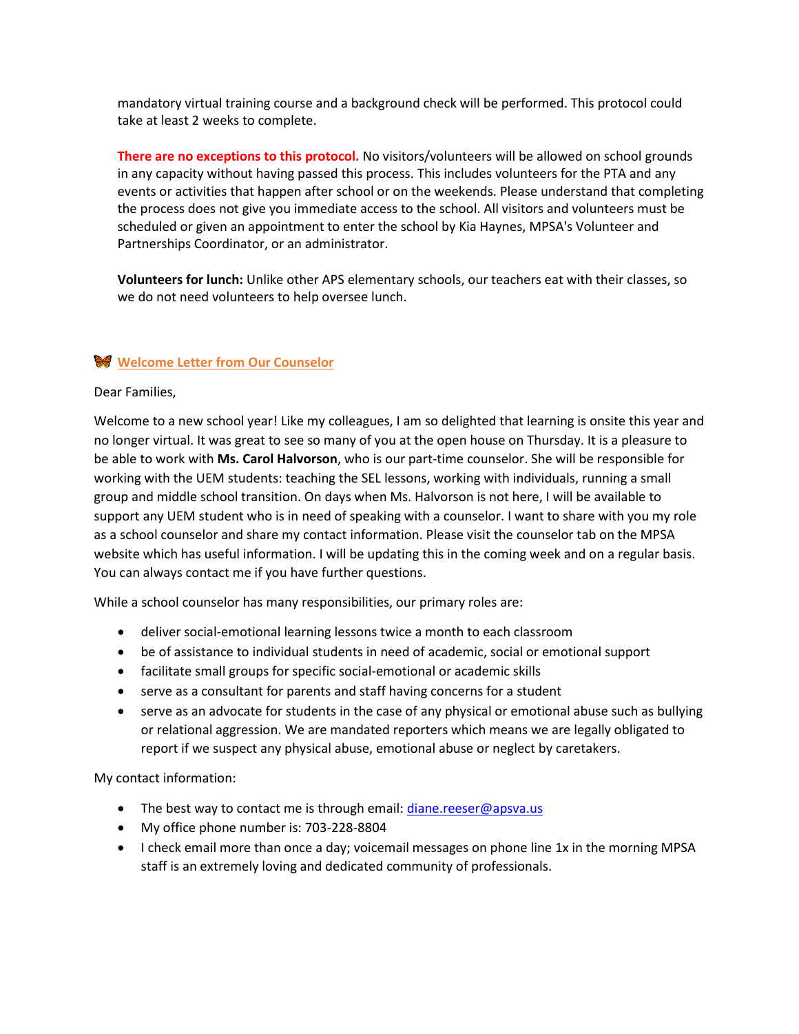mandatory virtual training course and a background check will be performed. This protocol could take at least 2 weeks to complete.

**There are no exceptions to this protocol.** No visitors/volunteers will be allowed on school grounds in any capacity without having passed this process. This includes volunteers for the PTA and any events or activities that happen after school or on the weekends. Please understand that completing the process does not give you immediate access to the school. All visitors and volunteers must be scheduled or given an appointment to enter the school by Kia Haynes, MPSA's Volunteer and Partnerships Coordinator, or an administrator.

**Volunteers for lunch:** Unlike other APS elementary schools, our teachers eat with their classes, so we do not need volunteers to help oversee lunch.

## 🦋 Welcome Letter from Our Counselor

Dear Families,

Welcome to a new school year! Like my colleagues, I am so delighted that learning is onsite this year and no longer virtual. It was great to see so many of you at the open house on Thursday. It is a pleasure to be able to work with **Ms. Carol Halvorson**, who is our part-time counselor. She will be responsible for working with the UEM students: teaching the SEL lessons, working with individuals, running a small group and middle school transition. On days when Ms. Halvorson is not here, I will be available to support any UEM student who is in need of speaking with a counselor. I want to share with you my role as a school counselor and share my contact information. Please visit the counselor tab on the MPSA website which has useful information. I will be updating this in the coming week and on a regular basis. You can always contact me if you have further questions.

While a school counselor has many responsibilities, our primary roles are:

- deliver social-emotional learning lessons twice a month to each classroom
- be of assistance to individual students in need of academic, social or emotional support
- facilitate small groups for specific social-emotional or academic skills
- serve as a consultant for parents and staff having concerns for a student
- serve as an advocate for students in the case of any physical or emotional abuse such as bullying or relational aggression. We are mandated reporters which means we are legally obligated to report if we suspect any physical abuse, emotional abuse or neglect by caretakers.

My contact information:

- The best way to contact me is through email: diane.reeser@apsva.us
- My office phone number is: 703-228-8804
- I check email more than once a day; voicemail messages on phone line 1x in the morning MPSA staff is an extremely loving and dedicated community of professionals.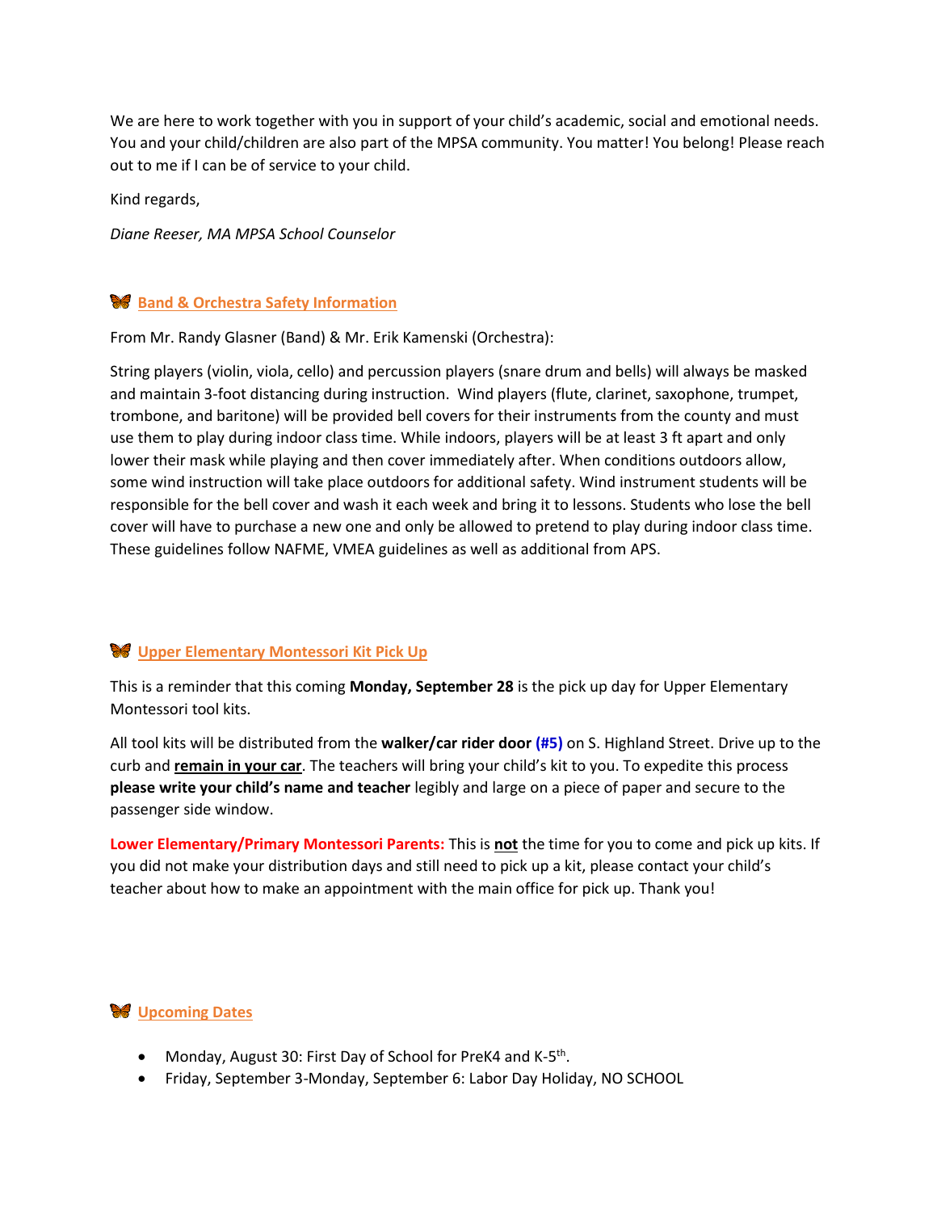We are here to work together with you in support of your child's academic, social and emotional needs. You and your child/children are also part of the MPSA community. You matter! You belong! Please reach out to me if I can be of service to your child.

Kind regards,

*Diane Reeser, MA MPSA School Counselor*

## Band & Orchestra Safety Information

From Mr. Randy Glasner (Band) & Mr. Erik Kamenski (Orchestra):

String players (violin, viola, cello) and percussion players (snare drum and bells) will always be masked and maintain 3-foot distancing during instruction. Wind players (flute, clarinet, saxophone, trumpet, trombone, and baritone) will be provided bell covers for their instruments from the county and must use them to play during indoor class time. While indoors, players will be at least 3 ft apart and only lower their mask while playing and then cover immediately after. When conditions outdoors allow, some wind instruction will take place outdoors for additional safety. Wind instrument students will be responsible for the bell cover and wash it each week and bring it to lessons. Students who lose the bell cover will have to purchase a new one and only be allowed to pretend to play during indoor class time. These guidelines follow NAFME, VMEA guidelines as well as additional from APS.

## Upper Elementary Montessori Kit Pick Up

This is a reminder that this coming **Monday, September 28** is the pick up day for Upper Elementary Montessori tool kits.

All tool kits will be distributed from the **walker/car rider door (#5)** on S. Highland Street. Drive up to the curb and **remain in your car**. The teachers will bring your child's kit to you. To expedite this process **please write your child's name and teacher** legibly and large on a piece of paper and secure to the passenger side window.

**Lower Elementary/Primary Montessori Parents:** This is **not** the time for you to come and pick up kits. If you did not make your distribution days and still need to pick up a kit, please contact your child's teacher about how to make an appointment with the main office for pick up. Thank you!

## Upcoming Dates

- Monday, August 30: First Day of School for PreK4 and K-5th.
- Friday, September 3-Monday, September 6: Labor Day Holiday, NO SCHOOL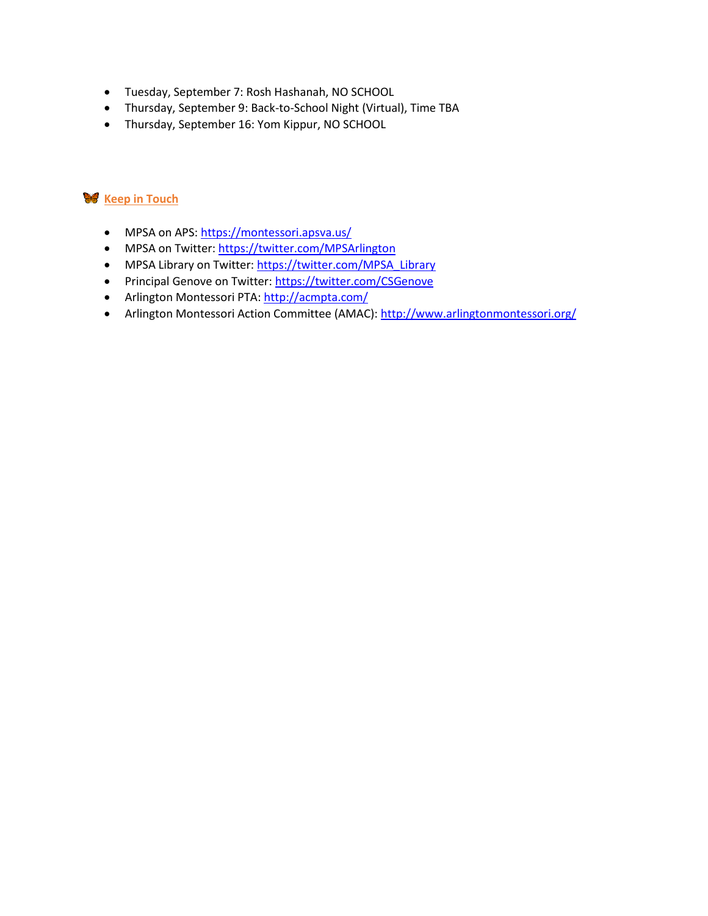- Tuesday, September 7: Rosh Hashanah, NO SCHOOL
- Thursday, September 9: Back-to-School Night (Virtual), Time TBA
- Thursday, September 16: Yom Kippur, NO SCHOOL

## 🦋 Keep in Touch

- MPSA on APS: https://montessori.apsva.us/
- MPSA on Twitter: https://twitter.com/MPSArlington
- MPSA Library on Twitter: https://twitter.com/MPSA_Library
- Principal Genove on Twitter: https://twitter.com/CSGenove
- Arlington Montessori PTA: http://acmpta.com/
- Arlington Montessori Action Committee (AMAC): http://www.arlingtonmontessori.org/